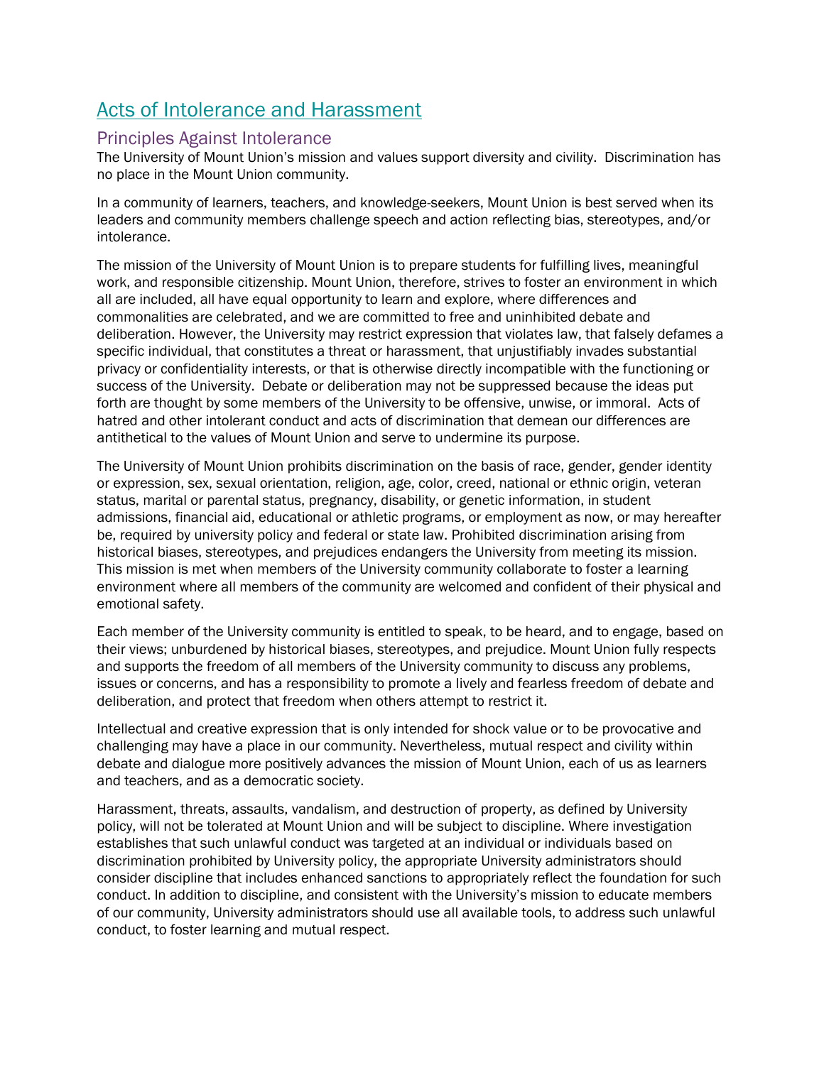# Acts of Intolerance and Harassment

## Principles Against Intolerance

The University of Mount Union's mission and values support diversity and civility. Discrimination has no place in the Mount Union community.

In a community of learners, teachers, and knowledge-seekers, Mount Union is best served when its leaders and community members challenge speech and action reflecting bias, stereotypes, and/or intolerance.

The mission of the University of Mount Union is to prepare students for fulfilling lives, meaningful work, and responsible citizenship. Mount Union, therefore, strives to foster an environment in which all are included, all have equal opportunity to learn and explore, where differences and commonalities are celebrated, and we are committed to free and uninhibited debate and deliberation. However, the University may restrict expression that violates law, that falsely defames a specific individual, that constitutes a threat or harassment, that unjustifiably invades substantial privacy or confidentiality interests, or that is otherwise directly incompatible with the functioning or success of the University. Debate or deliberation may not be suppressed because the ideas put forth are thought by some members of the University to be offensive, unwise, or immoral. Acts of hatred and other intolerant conduct and acts of discrimination that demean our differences are antithetical to the values of Mount Union and serve to undermine its purpose.

The University of Mount Union prohibits discrimination on the basis of race, gender, gender identity or expression, sex, sexual orientation, religion, age, color, creed, national or ethnic origin, veteran status, marital or parental status, pregnancy, disability, or genetic information, in student admissions, financial aid, educational or athletic programs, or employment as now, or may hereafter be, required by university policy and federal or state law. Prohibited discrimination arising from historical biases, stereotypes, and prejudices endangers the University from meeting its mission. This mission is met when members of the University community collaborate to foster a learning environment where all members of the community are welcomed and confident of their physical and emotional safety.

Each member of the University community is entitled to speak, to be heard, and to engage, based on their views; unburdened by historical biases, stereotypes, and prejudice. Mount Union fully respects and supports the freedom of all members of the University community to discuss any problems, issues or concerns, and has a responsibility to promote a lively and fearless freedom of debate and deliberation, and protect that freedom when others attempt to restrict it.

Intellectual and creative expression that is only intended for shock value or to be provocative and challenging may have a place in our community. Nevertheless, mutual respect and civility within debate and dialogue more positively advances the mission of Mount Union, each of us as learners and teachers, and as a democratic society.

Harassment, threats, assaults, vandalism, and destruction of property, as defined by University policy, will not be tolerated at Mount Union and will be subject to discipline. Where investigation establishes that such unlawful conduct was targeted at an individual or individuals based on discrimination prohibited by University policy, the appropriate University administrators should consider discipline that includes enhanced sanctions to appropriately reflect the foundation for such conduct. In addition to discipline, and consistent with the University's mission to educate members of our community, University administrators should use all available tools, to address such unlawful conduct, to foster learning and mutual respect.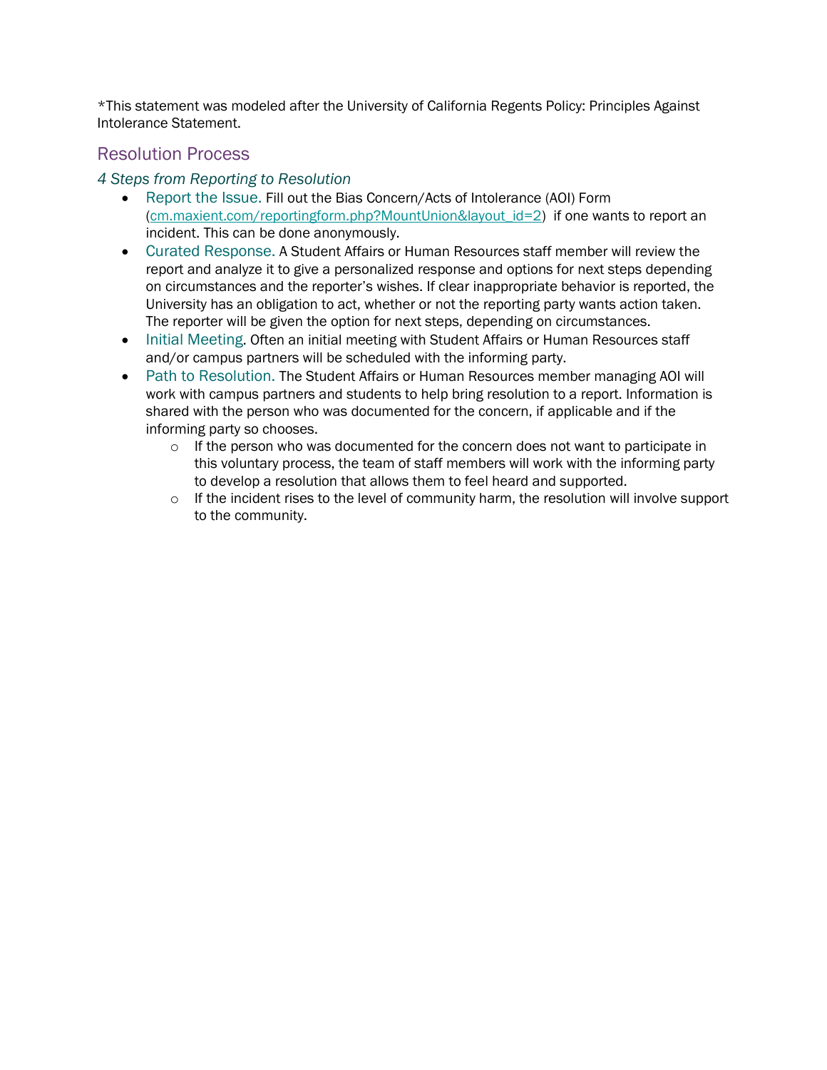*This statement was modeled after the University of California Regents Policy: Principles Against Intolerance Statement.

## Resolution Process

### *4 Steps from Reporting to Resolution*

- Report the Issue. Fill out the Bias Concern/Acts of Intolerance (AOI) Form (cm.maxient.com/reportingform.php?MountUnion&layout_id=2) if one wants to report an incident. This can be done anonymously.
- Curated Response. A Student Affairs or Human Resources staff member will review the report and analyze it to give a personalized response and options for next steps depending on circumstances and the reporter's wishes. If clear inappropriate behavior is reported, the University has an obligation to act, whether or not the reporting party wants action taken. The reporter will be given the option for next steps, depending on circumstances.
- Initial Meeting. Often an initial meeting with Student Affairs or Human Resources staff and/or campus partners will be scheduled with the informing party.
- Path to Resolution. The Student Affairs or Human Resources member managing AOI will work with campus partners and students to help bring resolution to a report. Information is shared with the person who was documented for the concern, if applicable and if the informing party so chooses.
  - If the person who was documented for the concern does not want to participate in this voluntary process, the team of staff members will work with the informing party to develop a resolution that allows them to feel heard and supported.
  - If the incident rises to the level of community harm, the resolution will involve support to the community.